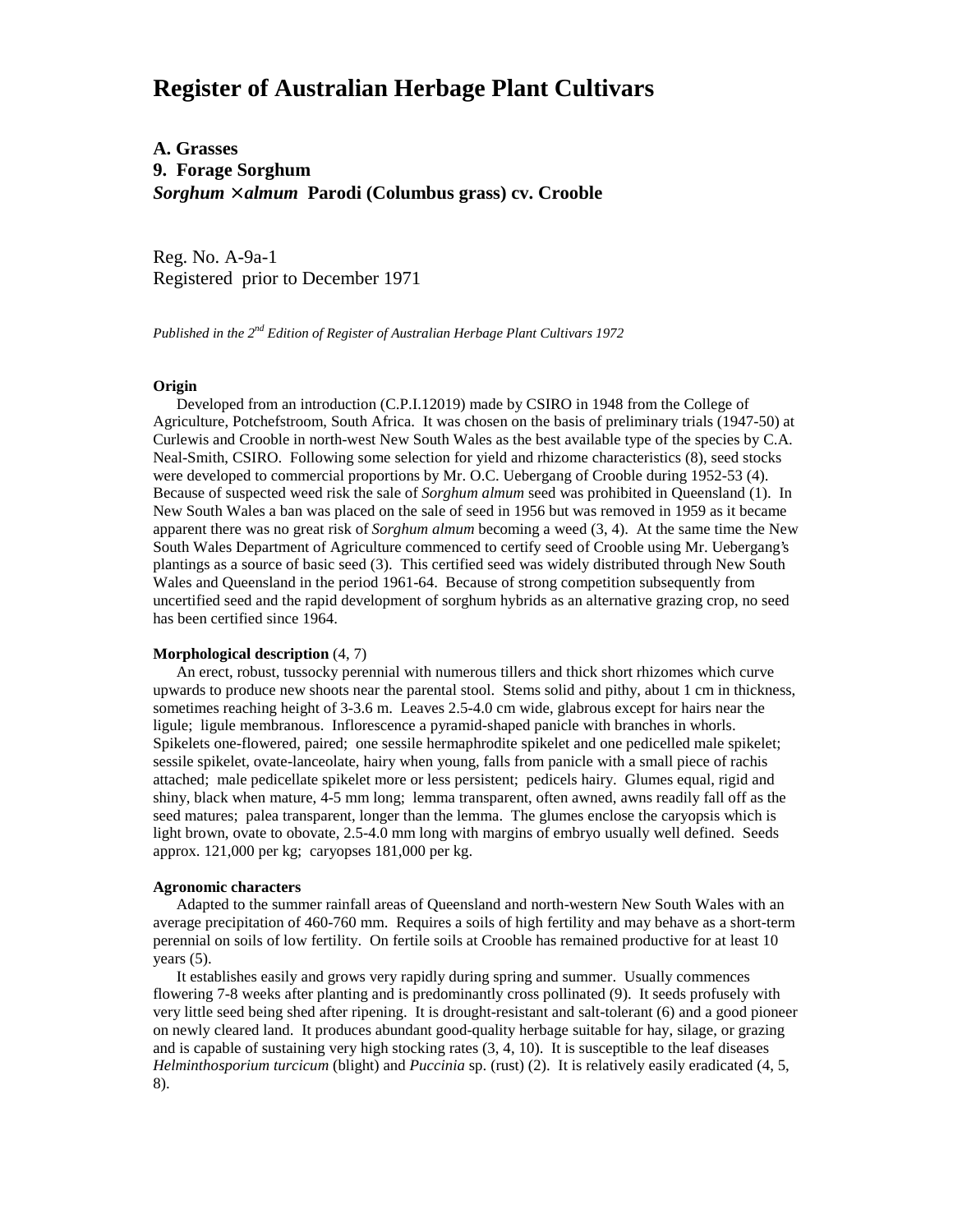# Register of Australian Herbage Plant Cultivars

**A. Grasses**
**9. Forage Sorghum**
***Sorghum ×almum* Parodi (Columbus grass) cv. Crooble**

Reg. No. A-9a-1
Registered prior to December 1971

*Published in the 2nd Edition of Register of Australian Herbage Plant Cultivars 1972*

**Origin**

Developed from an introduction (C.P.I.12019) made by CSIRO in 1948 from the College of Agriculture, Potchefstroom, South Africa. It was chosen on the basis of preliminary trials (1947-50) at Curlewis and Crooble in north-west New South Wales as the best available type of the species by C.A. Neal-Smith, CSIRO. Following some selection for yield and rhizome characteristics (8), seed stocks were developed to commercial proportions by Mr. O.C. Uebergang of Crooble during 1952-53 (4). Because of suspected weed risk the sale of *Sorghum almum* seed was prohibited in Queensland (1). In New South Wales a ban was placed on the sale of seed in 1956 but was removed in 1959 as it became apparent there was no great risk of *Sorghum almum* becoming a weed (3, 4). At the same time the New South Wales Department of Agriculture commenced to certify seed of Crooble using Mr. Uebergang's plantings as a source of basic seed (3). This certified seed was widely distributed through New South Wales and Queensland in the period 1961-64. Because of strong competition subsequently from uncertified seed and the rapid development of sorghum hybrids as an alternative grazing crop, no seed has been certified since 1964.

**Morphological description** (4, 7)

An erect, robust, tussocky perennial with numerous tillers and thick short rhizomes which curve upwards to produce new shoots near the parental stool. Stems solid and pithy, about 1 cm in thickness, sometimes reaching height of 3-3.6 m. Leaves 2.5-4.0 cm wide, glabrous except for hairs near the ligule; ligule membranous. Inflorescence a pyramid-shaped panicle with branches in whorls. Spikelets one-flowered, paired; one sessile hermaphrodite spikelet and one pedicelled male spikelet; sessile spikelet, ovate-lanceolate, hairy when young, falls from panicle with a small piece of rachis attached; male pedicellate spikelet more or less persistent; pedicels hairy. Glumes equal, rigid and shiny, black when mature, 4-5 mm long; lemma transparent, often awned, awns readily fall off as the seed matures; palea transparent, longer than the lemma. The glumes enclose the caryopsis which is light brown, ovate to obovate, 2.5-4.0 mm long with margins of embryo usually well defined. Seeds approx. 121,000 per kg; caryopses 181,000 per kg.

**Agronomic characters**

Adapted to the summer rainfall areas of Queensland and north-western New South Wales with an average precipitation of 460-760 mm. Requires a soils of high fertility and may behave as a short-term perennial on soils of low fertility. On fertile soils at Crooble has remained productive for at least 10 years (5).

It establishes easily and grows very rapidly during spring and summer. Usually commences flowering 7-8 weeks after planting and is predominantly cross pollinated (9). It seeds profusely with very little seed being shed after ripening. It is drought-resistant and salt-tolerant (6) and a good pioneer on newly cleared land. It produces abundant good-quality herbage suitable for hay, silage, or grazing and is capable of sustaining very high stocking rates (3, 4, 10). It is susceptible to the leaf diseases *Helminthosporium turcicum* (blight) and *Puccinia* sp. (rust) (2). It is relatively easily eradicated (4, 5, 8).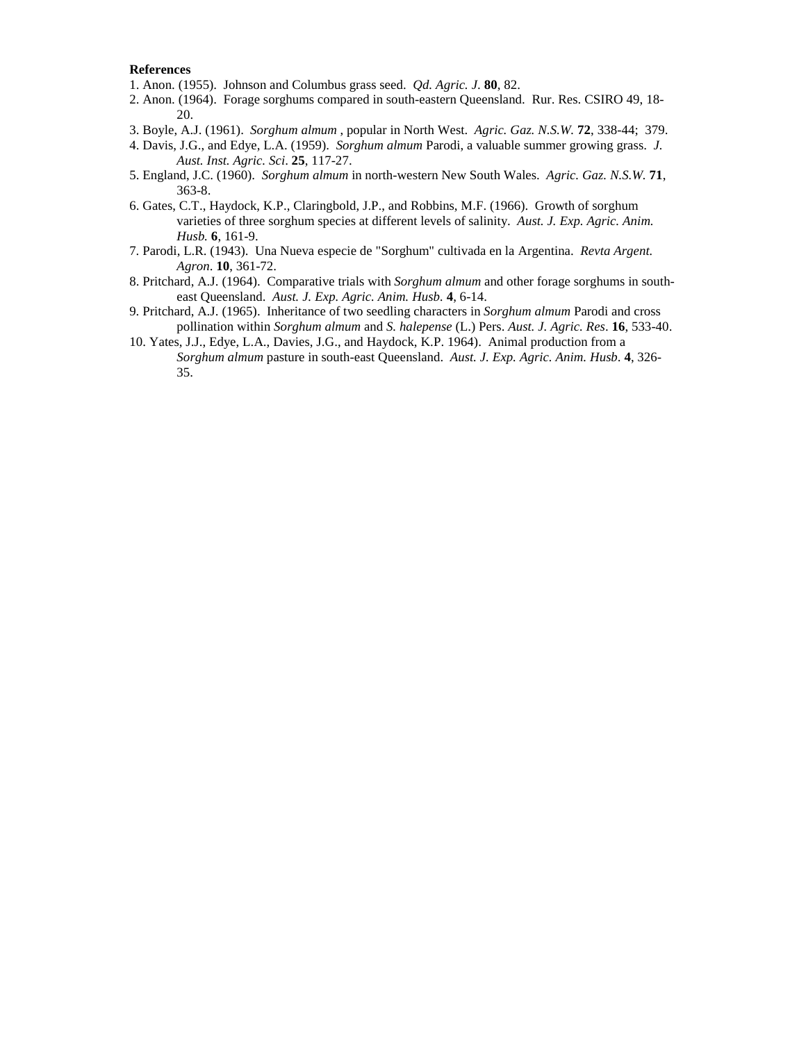**References**

1. Anon. (1955). Johnson and Columbus grass seed. *Qd. Agric. J.* **80**, 82.
2. Anon. (1964). Forage sorghums compared in south-eastern Queensland. Rur. Res. CSIRO 49, 18-20.
3. Boyle, A.J. (1961). *Sorghum almum* , popular in North West. *Agric. Gaz. N.S.W.* **72**, 338-44; 379.
4. Davis, J.G., and Edye, L.A. (1959). *Sorghum almum* Parodi, a valuable summer growing grass. *J. Aust. Inst. Agric. Sci.* **25**, 117-27.
5. England, J.C. (1960). *Sorghum almum* in north-western New South Wales. *Agric. Gaz. N.S.W.* **71**, 363-8.
6. Gates, C.T., Haydock, K.P., Claringbold, J.P., and Robbins, M.F. (1966). Growth of sorghum varieties of three sorghum species at different levels of salinity. *Aust. J. Exp. Agric. Anim. Husb.* **6**, 161-9.
7. Parodi, L.R. (1943). Una Nueva especie de "Sorghum" cultivada en la Argentina. *Revta Argent. Agron*. **10**, 361-72.
8. Pritchard, A.J. (1964). Comparative trials with *Sorghum almum* and other forage sorghums in south-east Queensland. *Aust. J. Exp. Agric. Anim. Husb*. **4**, 6-14.
9. Pritchard, A.J. (1965). Inheritance of two seedling characters in *Sorghum almum* Parodi and cross pollination within *Sorghum almum* and *S. halepense* (L.) Pers. *Aust. J. Agric. Res*. **16**, 533-40.
10. Yates, J.J., Edye, L.A., Davies, J.G., and Haydock, K.P. 1964). Animal production from a *Sorghum almum* pasture in south-east Queensland. *Aust. J. Exp. Agric. Anim. Husb*. **4**, 326-35.